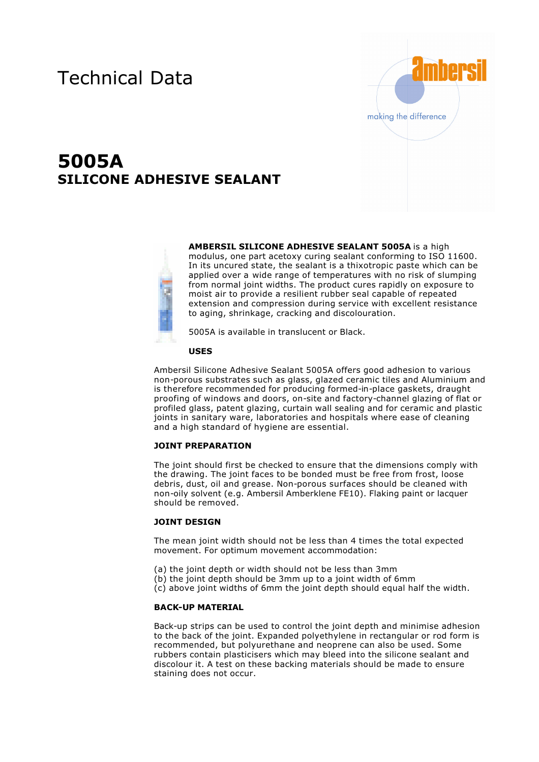# Technical Data

ambersil

making the difference

# 5005A
## SILICONE ADHESIVE SEALANT

**AMBERSIL SILICONE ADHESIVE SEALANT 5005A** is a high modulus, one part acetoxy curing sealant conforming to ISO 11600. In its uncured state, the sealant is a thixotropic paste which can be applied over a wide range of temperatures with no risk of slumping from normal joint widths. The product cures rapidly on exposure to moist air to provide a resilient rubber seal capable of repeated extension and compression during service with excellent resistance to aging, shrinkage, cracking and discolouration.

5005A is available in translucent or Black.

### USES

Ambersil Silicone Adhesive Sealant 5005A offers good adhesion to various non-porous substrates such as glass, glazed ceramic tiles and Aluminium and is therefore recommended for producing formed-in-place gaskets, draught proofing of windows and doors, on-site and factory-channel glazing of flat or profiled glass, patent glazing, curtain wall sealing and for ceramic and plastic joints in sanitary ware, laboratories and hospitals where ease of cleaning and a high standard of hygiene are essential.

### JOINT PREPARATION

The joint should first be checked to ensure that the dimensions comply with the drawing. The joint faces to be bonded must be free from frost, loose debris, dust, oil and grease. Non-porous surfaces should be cleaned with non-oily solvent (e.g. Ambersil Amberklene FE10). Flaking paint or lacquer should be removed.

### JOINT DESIGN

The mean joint width should not be less than 4 times the total expected movement. For optimum movement accommodation:

(a) the joint depth or width should not be less than 3mm
(b) the joint depth should be 3mm up to a joint width of 6mm
(c) above joint widths of 6mm the joint depth should equal half the width.

### BACK-UP MATERIAL

Back-up strips can be used to control the joint depth and minimise adhesion to the back of the joint. Expanded polyethylene in rectangular or rod form is recommended, but polyurethane and neoprene can also be used. Some rubbers contain plasticisers which may bleed into the silicone sealant and discolour it. A test on these backing materials should be made to ensure staining does not occur.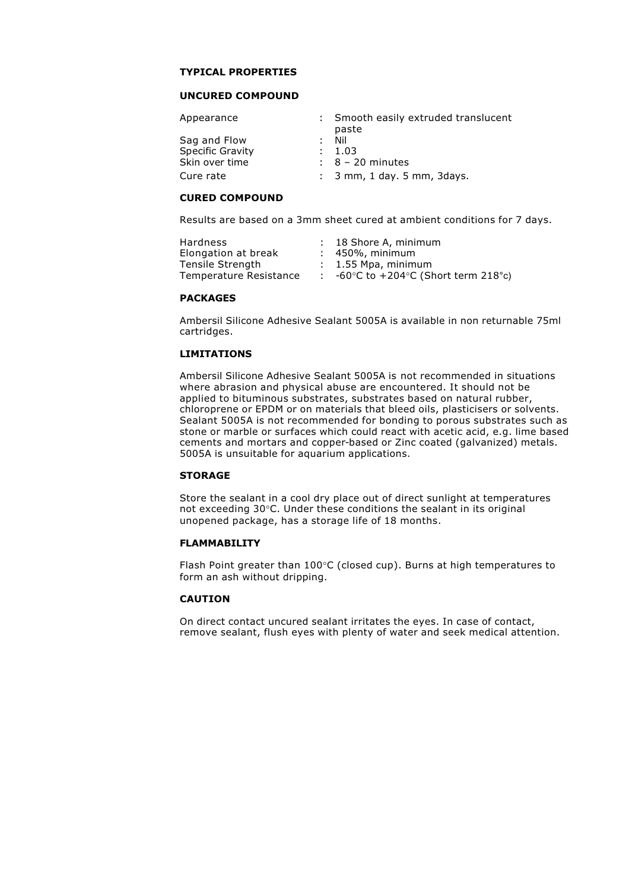### TYPICAL PROPERTIES

#### UNCURED COMPOUND

| | | |
|---|---|---|
| Appearance | : | Smooth easily extruded translucent paste |
| Sag and Flow | : | Nil |
| Specific Gravity | : | 1.03 |
| Skin over time | : | 8 – 20 minutes |
| Cure rate | : | 3 mm, 1 day. 5 mm, 3days. |

#### CURED COMPOUND

Results are based on a 3mm sheet cured at ambient conditions for 7 days.

| | | |
|---|---|---|
| Hardness | : | 18 Shore A, minimum |
| Elongation at break | : | 450%, minimum |
| Tensile Strength | : | 1.55 Mpa, minimum |
| Temperature Resistance | : | -60°C to +204°C (Short term 218°c) |

#### PACKAGES

Ambersil Silicone Adhesive Sealant 5005A is available in non returnable 75ml cartridges.

#### LIMITATIONS

Ambersil Silicone Adhesive Sealant 5005A is not recommended in situations where abrasion and physical abuse are encountered. It should not be applied to bituminous substrates, substrates based on natural rubber, chloroprene or EPDM or on materials that bleed oils, plasticisers or solvents. Sealant 5005A is not recommended for bonding to porous substrates such as stone or marble or surfaces which could react with acetic acid, e.g. lime based cements and mortars and copper-based or Zinc coated (galvanized) metals. 5005A is unsuitable for aquarium applications.

#### STORAGE

Store the sealant in a cool dry place out of direct sunlight at temperatures not exceeding 30°C. Under these conditions the sealant in its original unopened package, has a storage life of 18 months.

#### FLAMMABILITY

Flash Point greater than 100°C (closed cup). Burns at high temperatures to form an ash without dripping.

#### CAUTION

On direct contact uncured sealant irritates the eyes. In case of contact, remove sealant, flush eyes with plenty of water and seek medical attention.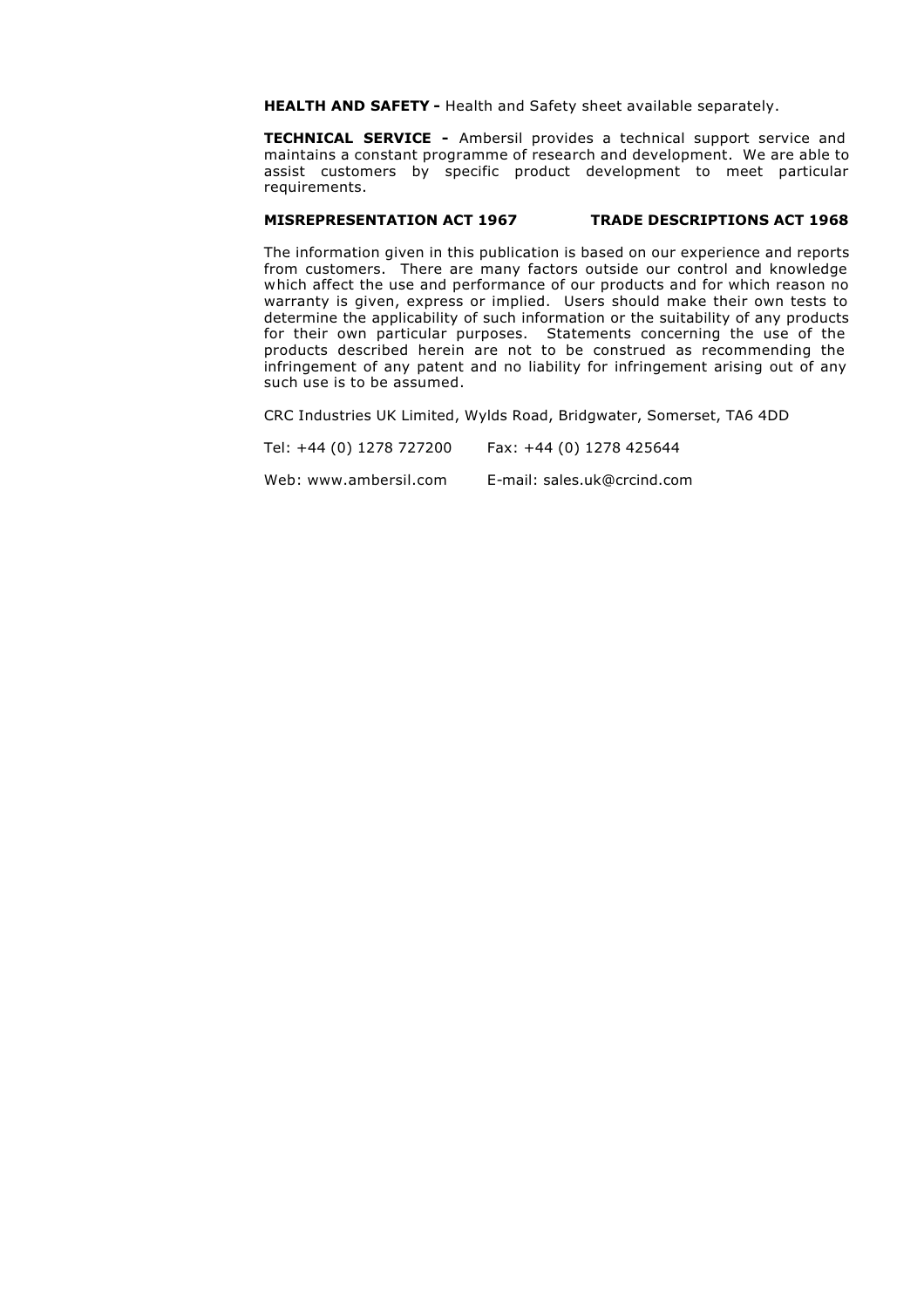**HEALTH AND SAFETY -** Health and Safety sheet available separately.

**TECHNICAL SERVICE -** Ambersil provides a technical support service and maintains a constant programme of research and development. We are able to assist customers by specific product development to meet particular requirements.

**MISREPRESENTATION ACT 1967 TRADE DESCRIPTIONS ACT 1968**

The information given in this publication is based on our experience and reports from customers. There are many factors outside our control and knowledge which affect the use and performance of our products and for which reason no warranty is given, express or implied. Users should make their own tests to determine the applicability of such information or the suitability of any products for their own particular purposes. Statements concerning the use of the products described herein are not to be construed as recommending the infringement of any patent and no liability for infringement arising out of any such use is to be assumed.

CRC Industries UK Limited, Wylds Road, Bridgwater, Somerset, TA6 4DD

Tel: +44 (0) 1278 727200 Fax: +44 (0) 1278 425644

Web: www.ambersil.com E-mail: sales.uk@crcind.com